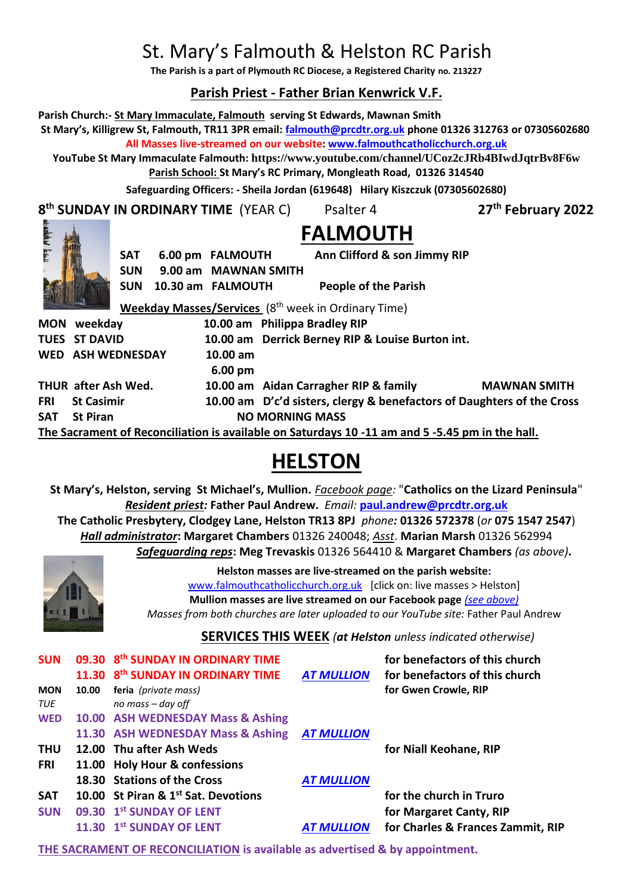# St. Mary's Falmouth & Helston RC Parish

**The Parish is a part of Plymouth RC Diocese, a Registered Charity no. 213227**

## Parish Priest - Father Brian Kenwrick V.F.

**Parish Church:- St Mary Immaculate, Falmouth serving St Edwards, Mawnan Smith**
**St Mary's, Killigrew St, Falmouth, TR11 3PR email: falmouth@prcdtr.org.uk phone 01326 312763 or 07305602680**
**All Masses live-streamed on our website: www.falmouthcatholicchurch.org.uk**
**YouTube St Mary Immaculate Falmouth: https://www.youtube.com/channel/UCoz2cJRb4BIwdJqtrBv8F6w**
**Parish School: St Mary's RC Primary, Mongleath Road, 01326 314540**
**Safeguarding Officers: - Sheila Jordan (619648) Hilary Kiszczuk (07305602680)**

**8th SUNDAY IN ORDINARY TIME** (YEAR C) Psalter 4 **27th February 2022**

## FALMOUTH

| | | | |
|---|---|---|---|
| SAT | 6.00 pm | FALMOUTH | Ann Clifford & son Jimmy RIP |
| SUN | 9.00 am | MAWNAN SMITH | |
| SUN | 10.30 am | FALMOUTH | People of the Parish |

**Weekday Masses/Services** (8th week in Ordinary Time)

| | | | |
|---|---|---|---|
| MON weekday | 10.00 am | Philippa Bradley RIP | |
| TUES ST DAVID | 10.00 am | Derrick Berney RIP & Louise Burton int. | |
| WED ASH WEDNESDAY | 10.00 am | | |
| | 6.00 pm | | |
| THUR after Ash Wed. | 10.00 am | Aidan Carragher RIP & family | MAWNAN SMITH |
| FRI St Casimir | 10.00 am | D'c'd sisters, clergy & benefactors of Daughters of the Cross | |
| SAT St Piran | NO MORNING MASS | | |

**The Sacrament of Reconciliation is available on Saturdays 10 -11 am and 5 -5.45 pm in the hall.**

## HELSTON

**St Mary's, Helston, serving St Michael's, Mullion.** *Facebook page:* "**Catholics on the Lizard Peninsula**"
***Resident priest:*** **Father Paul Andrew.** *Email:* **paul.andrew@prcdtr.org.uk**
**The Catholic Presbytery, Clodgey Lane, Helston TR13 8PJ** *phone:* **01326 572378** (*or* **075 1547 2547**)
***Hall administrator*: Margaret Chambers** 01326 240048; *Asst.* **Marian Marsh** 01326 562994
***Safeguarding reps*: Meg Trevaskis** 01326 564410 & **Margaret Chambers** *(as above)*.

**Helston masses are live-streamed on the parish website:**
www.falmouthcatholicchurch.org.uk [click on: live masses > Helston]
**Mullion masses are live streamed on our Facebook page** *(see above)*
*Masses from both churches are later uploaded to our YouTube site:* Father Paul Andrew

### SERVICES THIS WEEK *(at Helston unless indicated otherwise)*

| | | | | |
|---|---|---|---|---|
| SUN | 09.30 | 8th SUNDAY IN ORDINARY TIME | | for benefactors of this church |
| | 11.30 | 8th SUNDAY IN ORDINARY TIME | AT MULLION | for benefactors of this church |
| MON | 10.00 | feria *(private mass)* | | for Gwen Crowle, RIP |
| *TUE* | | *no mass – day off* | | |
| WED | 10.00 | ASH WEDNESDAY Mass & Ashing | | |
| | 11.30 | ASH WEDNESDAY Mass & Ashing | AT MULLION | |
| THU | 12.00 | Thu after Ash Weds | | for Niall Keohane, RIP |
| FRI | 11.00 | Holy Hour & confessions | | |
| | 18.30 | Stations of the Cross | AT MULLION | |
| SAT | 10.00 | St Piran & 1st Sat. Devotions | | for the church in Truro |
| SUN | 09.30 | 1st SUNDAY OF LENT | | for Margaret Canty, RIP |
| | 11.30 | 1st SUNDAY OF LENT | AT MULLION | for Charles & Frances Zammit, RIP |

**THE SACRAMENT OF RECONCILIATION is available as advertised & by appointment.**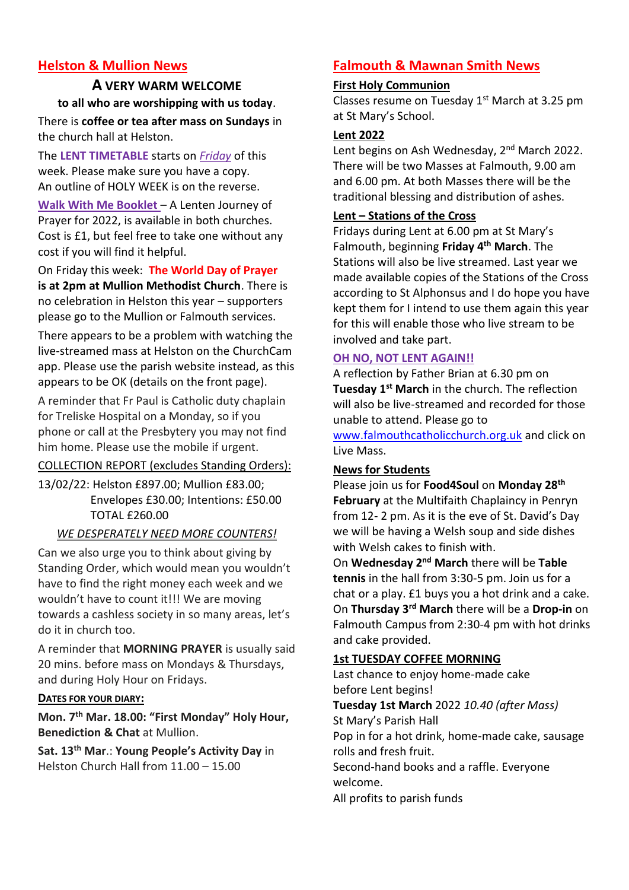## Helston & Mullion News

### A VERY WARM WELCOME

**to all who are worshipping with us today**.

There is **coffee or tea after mass on Sundays** in the church hall at Helston.

The **LENT TIMETABLE** starts on *Friday* of this week. Please make sure you have a copy. An outline of HOLY WEEK is on the reverse.

**Walk With Me Booklet** – A Lenten Journey of Prayer for 2022, is available in both churches. Cost is £1, but feel free to take one without any cost if you will find it helpful.

On Friday this week: **The World Day of Prayer is at 2pm at Mullion Methodist Church**. There is no celebration in Helston this year – supporters please go to the Mullion or Falmouth services.

There appears to be a problem with watching the live-streamed mass at Helston on the ChurchCam app. Please use the parish website instead, as this appears to be OK (details on the front page).

A reminder that Fr Paul is Catholic duty chaplain for Treliske Hospital on a Monday, so if you phone or call at the Presbytery you may not find him home. Please use the mobile if urgent.

COLLECTION REPORT (excludes Standing Orders):

13/02/22: Helston £897.00; Mullion £83.00;
Envelopes £30.00; Intentions: £50.00
TOTAL £260.00

*WE DESPERATELY NEED MORE COUNTERS!*

Can we also urge you to think about giving by Standing Order, which would mean you wouldn't have to find the right money each week and we wouldn't have to count it!!! We are moving towards a cashless society in so many areas, let's do it in church too.

A reminder that **MORNING PRAYER** is usually said 20 mins. before mass on Mondays & Thursdays, and during Holy Hour on Fridays.

**DATES FOR YOUR DIARY:**

**Mon. 7th Mar. 18.00: "First Monday" Holy Hour, Benediction & Chat** at Mullion.

**Sat. 13th Mar**.: **Young People's Activity Day** in Helston Church Hall from 11.00 – 15.00

## Falmouth & Mawnan Smith News

**First Holy Communion**

Classes resume on Tuesday 1st March at 3.25 pm at St Mary's School.

**Lent 2022**

Lent begins on Ash Wednesday, 2nd March 2022. There will be two Masses at Falmouth, 9.00 am and 6.00 pm. At both Masses there will be the traditional blessing and distribution of ashes.

**Lent – Stations of the Cross**

Fridays during Lent at 6.00 pm at St Mary's Falmouth, beginning **Friday 4th March**. The Stations will also be live streamed. Last year we made available copies of the Stations of the Cross according to St Alphonsus and I do hope you have kept them for I intend to use them again this year for this will enable those who live stream to be involved and take part.

**OH NO, NOT LENT AGAIN!!**

A reflection by Father Brian at 6.30 pm on **Tuesday 1st March** in the church. The reflection will also be live-streamed and recorded for those unable to attend. Please go to www.falmouthcatholicchurch.org.uk and click on Live Mass.

**News for Students**

Please join us for **Food4Soul** on **Monday 28th February** at the Multifaith Chaplaincy in Penryn from 12- 2 pm. As it is the eve of St. David's Day we will be having a Welsh soup and side dishes with Welsh cakes to finish with.
On **Wednesday 2nd March** there will be **Table tennis** in the hall from 3:30-5 pm. Join us for a chat or a play. £1 buys you a hot drink and a cake.
On **Thursday 3rd March** there will be a **Drop-in** on Falmouth Campus from 2:30-4 pm with hot drinks and cake provided.

**1st TUESDAY COFFEE MORNING**

Last chance to enjoy home-made cake before Lent begins!
**Tuesday 1st March** 2022 *10.40 (after Mass)*
St Mary's Parish Hall
Pop in for a hot drink, home-made cake, sausage rolls and fresh fruit.
Second-hand books and a raffle. Everyone welcome.
All profits to parish funds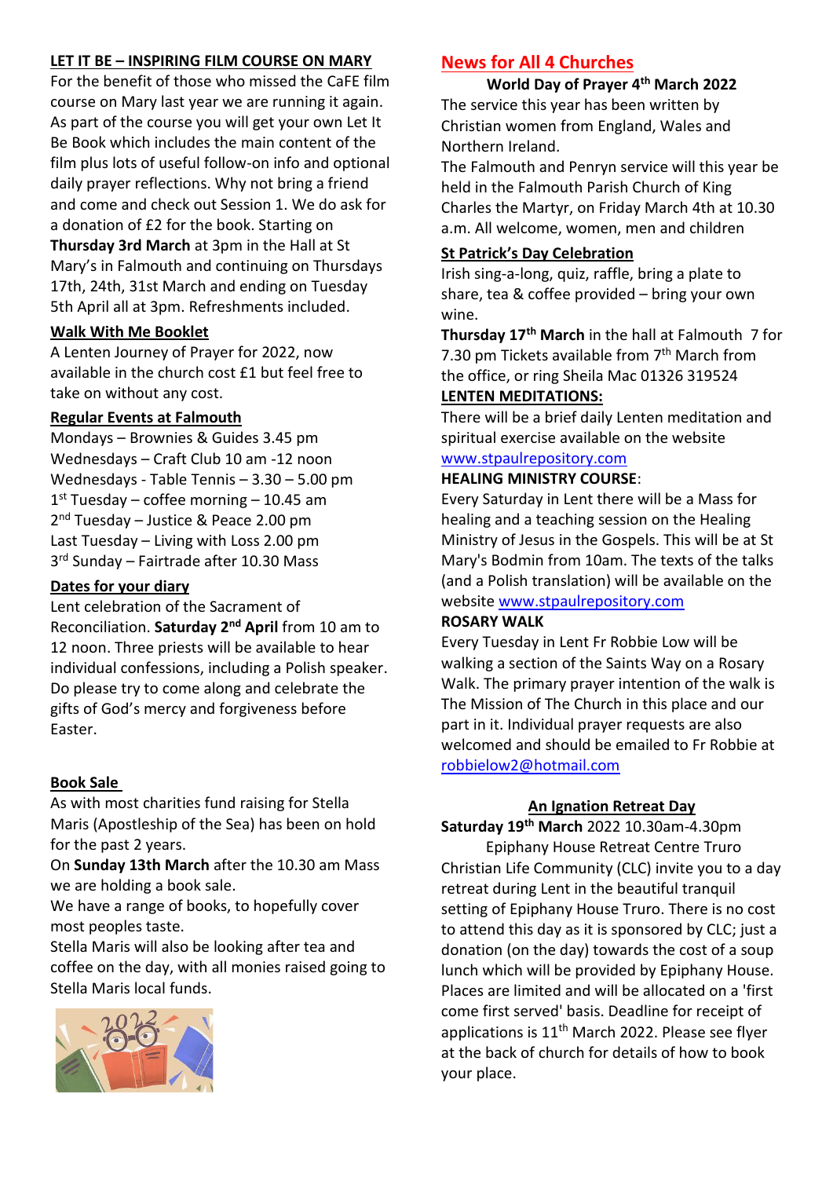## LET IT BE – INSPIRING FILM COURSE ON MARY

For the benefit of those who missed the CaFE film course on Mary last year we are running it again. As part of the course you will get your own Let It Be Book which includes the main content of the film plus lots of useful follow-on info and optional daily prayer reflections. Why not bring a friend and come and check out Session 1. We do ask for a donation of £2 for the book. Starting on **Thursday 3rd March** at 3pm in the Hall at St Mary's in Falmouth and continuing on Thursdays 17th, 24th, 31st March and ending on Tuesday 5th April all at 3pm. Refreshments included.

### Walk With Me Booklet

A Lenten Journey of Prayer for 2022, now available in the church cost £1 but feel free to take on without any cost.

### Regular Events at Falmouth

Mondays – Brownies & Guides 3.45 pm
Wednesdays – Craft Club 10 am -12 noon
Wednesdays - Table Tennis – 3.30 – 5.00 pm
1st Tuesday – coffee morning – 10.45 am
2nd Tuesday – Justice & Peace 2.00 pm
Last Tuesday – Living with Loss 2.00 pm
3rd Sunday – Fairtrade after 10.30 Mass

### Dates for your diary

Lent celebration of the Sacrament of Reconciliation. **Saturday 2nd April** from 10 am to 12 noon. Three priests will be available to hear individual confessions, including a Polish speaker. Do please try to come along and celebrate the gifts of God's mercy and forgiveness before Easter.

### Book Sale

As with most charities fund raising for Stella Maris (Apostleship of the Sea) has been on hold for the past 2 years.

On **Sunday 13th March** after the 10.30 am Mass we are holding a book sale.

We have a range of books, to hopefully cover most peoples taste.

Stella Maris will also be looking after tea and coffee on the day, with all monies raised going to Stella Maris local funds.

## News for All 4 Churches

### World Day of Prayer 4th March 2022

The service this year has been written by Christian women from England, Wales and Northern Ireland.

The Falmouth and Penryn service will this year be held in the Falmouth Parish Church of King Charles the Martyr, on Friday March 4th at 10.30 a.m. All welcome, women, men and children

### St Patrick's Day Celebration

Irish sing-a-long, quiz, raffle, bring a plate to share, tea & coffee provided – bring your own wine.

**Thursday 17th March** in the hall at Falmouth 7 for 7.30 pm Tickets available from 7th March from the office, or ring Sheila Mac 01326 319524

### LENTEN MEDITATIONS:

There will be a brief daily Lenten meditation and spiritual exercise available on the website www.stpaulrepository.com

### HEALING MINISTRY COURSE:

Every Saturday in Lent there will be a Mass for healing and a teaching session on the Healing Ministry of Jesus in the Gospels. This will be at St Mary's Bodmin from 10am. The texts of the talks (and a Polish translation) will be available on the website www.stpaulrepository.com

### ROSARY WALK

Every Tuesday in Lent Fr Robbie Low will be walking a section of the Saints Way on a Rosary Walk. The primary prayer intention of the walk is The Mission of The Church in this place and our part in it. Individual prayer requests are also welcomed and should be emailed to Fr Robbie at robbielow2@hotmail.com

### An Ignation Retreat Day

**Saturday 19th March** 2022 10.30am-4.30pm

Epiphany House Retreat Centre Truro

Christian Life Community (CLC) invite you to a day retreat during Lent in the beautiful tranquil setting of Epiphany House Truro. There is no cost to attend this day as it is sponsored by CLC; just a donation (on the day) towards the cost of a soup lunch which will be provided by Epiphany House. Places are limited and will be allocated on a 'first come first served' basis. Deadline for receipt of applications is 11th March 2022. Please see flyer at the back of church for details of how to book your place.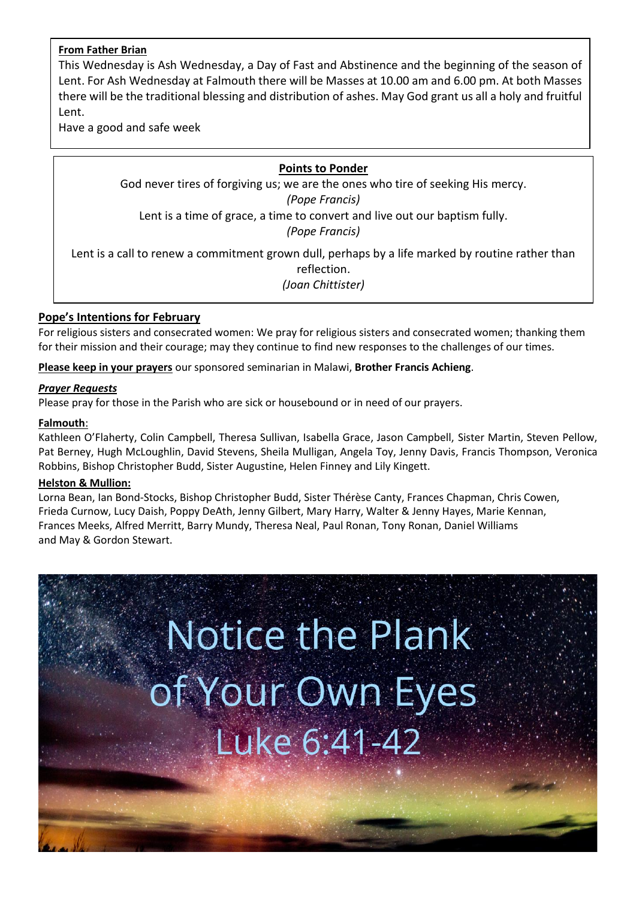**From Father Brian**

This Wednesday is Ash Wednesday, a Day of Fast and Abstinence and the beginning of the season of Lent. For Ash Wednesday at Falmouth there will be Masses at 10.00 am and 6.00 pm. At both Masses there will be the traditional blessing and distribution of ashes. May God grant us all a holy and fruitful Lent.

Have a good and safe week

**Points to Ponder**

God never tires of forgiving us; we are the ones who tire of seeking His mercy.
*(Pope Francis)*

Lent is a time of grace, a time to convert and live out our baptism fully.
*(Pope Francis)*

Lent is a call to renew a commitment grown dull, perhaps by a life marked by routine rather than reflection.
*(Joan Chittister)*

**Pope's Intentions for February**

For religious sisters and consecrated women: We pray for religious sisters and consecrated women; thanking them for their mission and their courage; may they continue to find new responses to the challenges of our times.

**Please keep in your prayers** our sponsored seminarian in Malawi, **Brother Francis Achieng**.

***Prayer Requests***

Please pray for those in the Parish who are sick or housebound or in need of our prayers.

**Falmouth**:

Kathleen O'Flaherty, Colin Campbell, Theresa Sullivan, Isabella Grace, Jason Campbell, Sister Martin, Steven Pellow, Pat Berney, Hugh McLoughlin, David Stevens, Sheila Mulligan, Angela Toy, Jenny Davis, Francis Thompson, Veronica Robbins, Bishop Christopher Budd, Sister Augustine, Helen Finney and Lily Kingett.

**Helston & Mullion:**

Lorna Bean, Ian Bond-Stocks, Bishop Christopher Budd, Sister Thérèse Canty, Frances Chapman, Chris Cowen, Frieda Curnow, Lucy Daish, Poppy DeAth, Jenny Gilbert, Mary Harry, Walter & Jenny Hayes, Marie Kennan, Frances Meeks, Alfred Merritt, Barry Mundy, Theresa Neal, Paul Ronan, Tony Ronan, Daniel Williams and May & Gordon Stewart.

Notice the Plank of Your Own Eyes
Luke 6:41-42